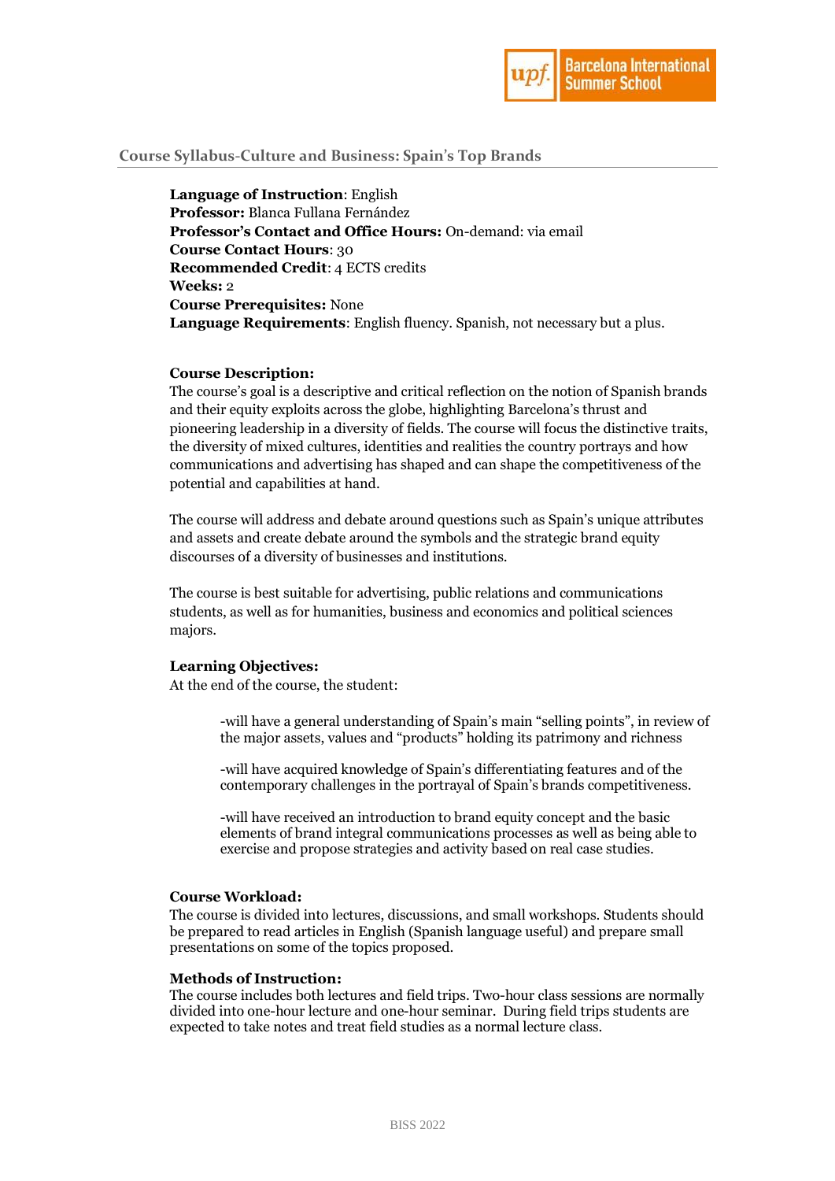## Course Syllabus-Culture and Business: Spain's Top Brands

**Language of Instruction**: English
**Professor:** Blanca Fullana Fernández
**Professor's Contact and Office Hours:** On-demand: via email
**Course Contact Hours**: 30
**Recommended Credit**: 4 ECTS credits
**Weeks:** 2
**Course Prerequisites:** None
**Language Requirements**: English fluency. Spanish, not necessary but a plus.

**Course Description:**
The course's goal is a descriptive and critical reflection on the notion of Spanish brands and their equity exploits across the globe, highlighting Barcelona's thrust and pioneering leadership in a diversity of fields. The course will focus the distinctive traits, the diversity of mixed cultures, identities and realities the country portrays and how communications and advertising has shaped and can shape the competitiveness of the potential and capabilities at hand.

The course will address and debate around questions such as Spain's unique attributes and assets and create debate around the symbols and the strategic brand equity discourses of a diversity of businesses and institutions.

The course is best suitable for advertising, public relations and communications students, as well as for humanities, business and economics and political sciences majors.

**Learning Objectives:**
At the end of the course, the student:

-will have a general understanding of Spain's main "selling points", in review of the major assets, values and "products" holding its patrimony and richness

-will have acquired knowledge of Spain's differentiating features and of the contemporary challenges in the portrayal of Spain's brands competitiveness.

-will have received an introduction to brand equity concept and the basic elements of brand integral communications processes as well as being able to exercise and propose strategies and activity based on real case studies.

**Course Workload:**
The course is divided into lectures, discussions, and small workshops. Students should be prepared to read articles in English (Spanish language useful) and prepare small presentations on some of the topics proposed.

**Methods of Instruction:**
The course includes both lectures and field trips. Two-hour class sessions are normally divided into one-hour lecture and one-hour seminar. During field trips students are expected to take notes and treat field studies as a normal lecture class.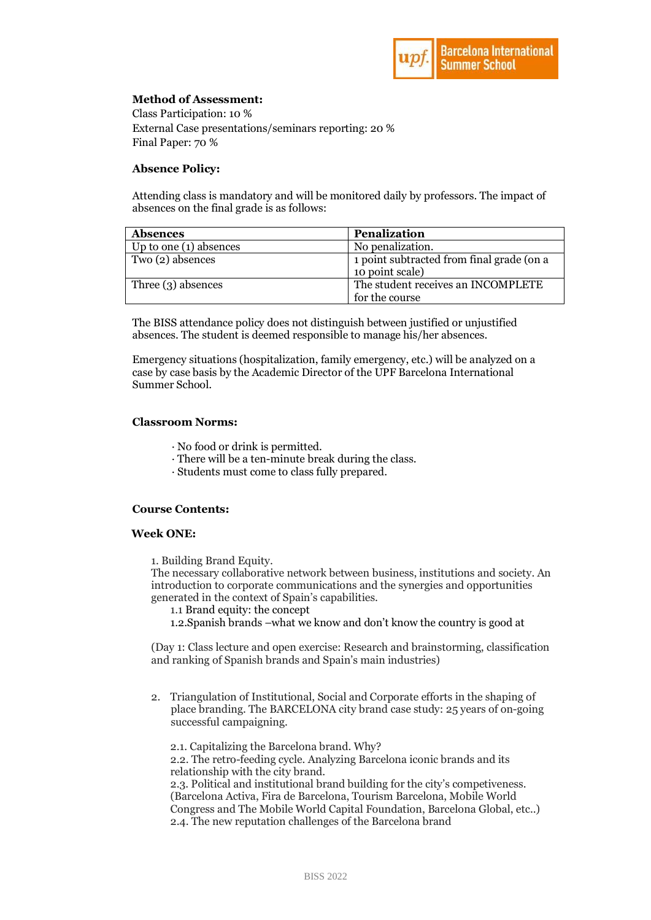**Method of Assessment:**

Class Participation: 10 %
External Case presentations/seminars reporting: 20 %
Final Paper: 70 %

**Absence Policy:**

Attending class is mandatory and will be monitored daily by professors. The impact of absences on the final grade is as follows:

| Absences | Penalization |
|---|---|
| Up to one (1) absences | No penalization. |
| Two (2) absences | 1 point subtracted from final grade (on a 10 point scale) |
| Three (3) absences | The student receives an INCOMPLETE for the course |

The BISS attendance policy does not distinguish between justified or unjustified absences. The student is deemed responsible to manage his/her absences.

Emergency situations (hospitalization, family emergency, etc.) will be analyzed on a case by case basis by the Academic Director of the UPF Barcelona International Summer School.

**Classroom Norms:**

- · No food or drink is permitted.
- · There will be a ten-minute break during the class.
- · Students must come to class fully prepared.

**Course Contents:**

**Week ONE:**

1. Building Brand Equity.
The necessary collaborative network between business, institutions and society. An introduction to corporate communications and the synergies and opportunities generated in the context of Spain's capabilities.
   1.1 Brand equity: the concept
   1.2.Spanish brands –what we know and don't know the country is good at

(Day 1: Class lecture and open exercise: Research and brainstorming, classification and ranking of Spanish brands and Spain's main industries)

2. Triangulation of Institutional, Social and Corporate efforts in the shaping of place branding. The BARCELONA city brand case study: 25 years of on-going successful campaigning.

   2.1. Capitalizing the Barcelona brand. Why?
   2.2. The retro-feeding cycle. Analyzing Barcelona iconic brands and its relationship with the city brand.
   2.3. Political and institutional brand building for the city's competiveness. (Barcelona Activa, Fira de Barcelona, Tourism Barcelona, Mobile World Congress and The Mobile World Capital Foundation, Barcelona Global, etc..)
   2.4. The new reputation challenges of the Barcelona brand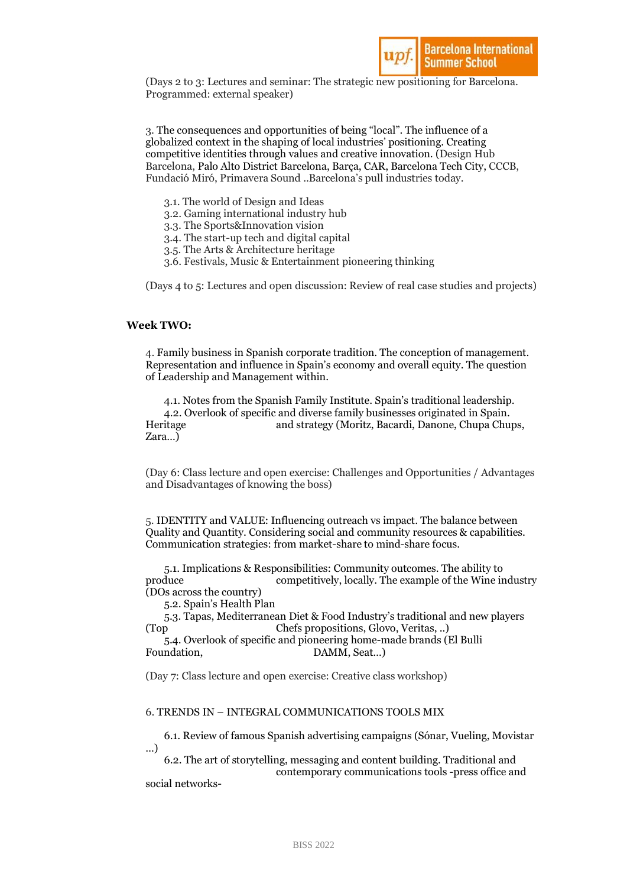(Days 2 to 3: Lectures and seminar: The strategic new positioning for Barcelona. Programmed: external speaker)

3. The consequences and opportunities of being "local". The influence of a globalized context in the shaping of local industries' positioning. Creating competitive identities through values and creative innovation. (Design Hub Barcelona, Palo Alto District Barcelona, Barça, CAR, Barcelona Tech City, CCCB, Fundació Miró, Primavera Sound ..Barcelona's pull industries today.

- 3.1. The world of Design and Ideas
- 3.2. Gaming international industry hub
- 3.3. The Sports&Innovation vision
- 3.4. The start-up tech and digital capital
- 3.5. The Arts & Architecture heritage
- 3.6. Festivals, Music & Entertainment pioneering thinking

(Days 4 to 5: Lectures and open discussion: Review of real case studies and projects)

**Week TWO:**

4. Family business in Spanish corporate tradition. The conception of management. Representation and influence in Spain's economy and overall equity. The question of Leadership and Management within.

- 4.1. Notes from the Spanish Family Institute. Spain's traditional leadership.
- 4.2. Overlook of specific and diverse family businesses originated in Spain. Heritage and strategy (Moritz, Bacardi, Danone, Chupa Chups, Zara...)

(Day 6: Class lecture and open exercise: Challenges and Opportunities / Advantages and Disadvantages of knowing the boss)

5. IDENTITY and VALUE: Influencing outreach vs impact. The balance between Quality and Quantity. Considering social and community resources & capabilities. Communication strategies: from market-share to mind-share focus.

- 5.1. Implications & Responsibilities: Community outcomes. The ability to produce competitively, locally. The example of the Wine industry (DOs across the country)
- 5.2. Spain's Health Plan
- 5.3. Tapas, Mediterranean Diet & Food Industry's traditional and new players (Top Chefs propositions, Glovo, Veritas, ..)
- 5.4. Overlook of specific and pioneering home-made brands (El Bulli Foundation, DAMM, Seat...)

(Day 7: Class lecture and open exercise: Creative class workshop)

6. TRENDS IN – INTEGRAL COMMUNICATIONS TOOLS MIX

- 6.1. Review of famous Spanish advertising campaigns (Sónar, Vueling, Movistar ...)
- 6.2. The art of storytelling, messaging and content building. Traditional and contemporary communications tools -press office and social networks-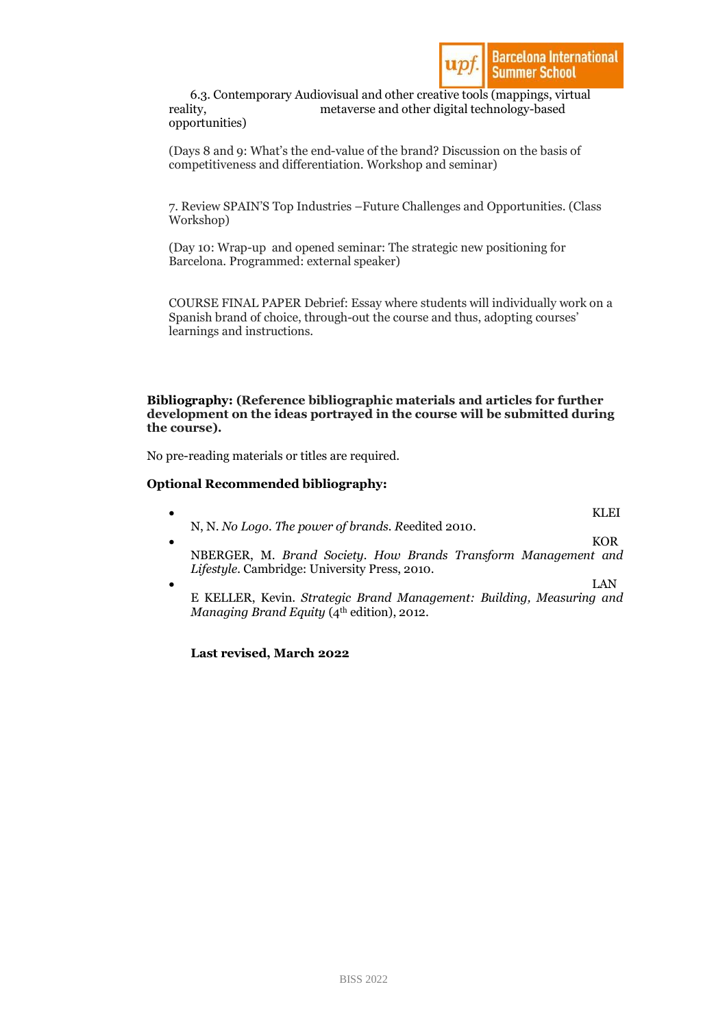6.3. Contemporary Audiovisual and other creative tools (mappings, virtual reality, metaverse and other digital technology-based opportunities)

(Days 8 and 9: What's the end-value of the brand? Discussion on the basis of competitiveness and differentiation. Workshop and seminar)

7. Review SPAIN'S Top Industries –Future Challenges and Opportunities. (Class Workshop)

(Day 10: Wrap-up and opened seminar: The strategic new positioning for Barcelona. Programmed: external speaker)

COURSE FINAL PAPER Debrief: Essay where students will individually work on a Spanish brand of choice, through-out the course and thus, adopting courses' learnings and instructions.

**Bibliography: (Reference bibliographic materials and articles for further development on the ideas portrayed in the course will be submitted during the course).**

No pre-reading materials or titles are required.

**Optional Recommended bibliography:**

- KLEIN, N. *No Logo. The power of brands.* Reedited 2010.
- KORNBERGER, M. *Brand Society. How Brands Transform Management and Lifestyle.* Cambridge: University Press, 2010.
- LANE KELLER, Kevin. *Strategic Brand Management: Building, Measuring and Managing Brand Equity* (4th edition), 2012.

**Last revised, March 2022**